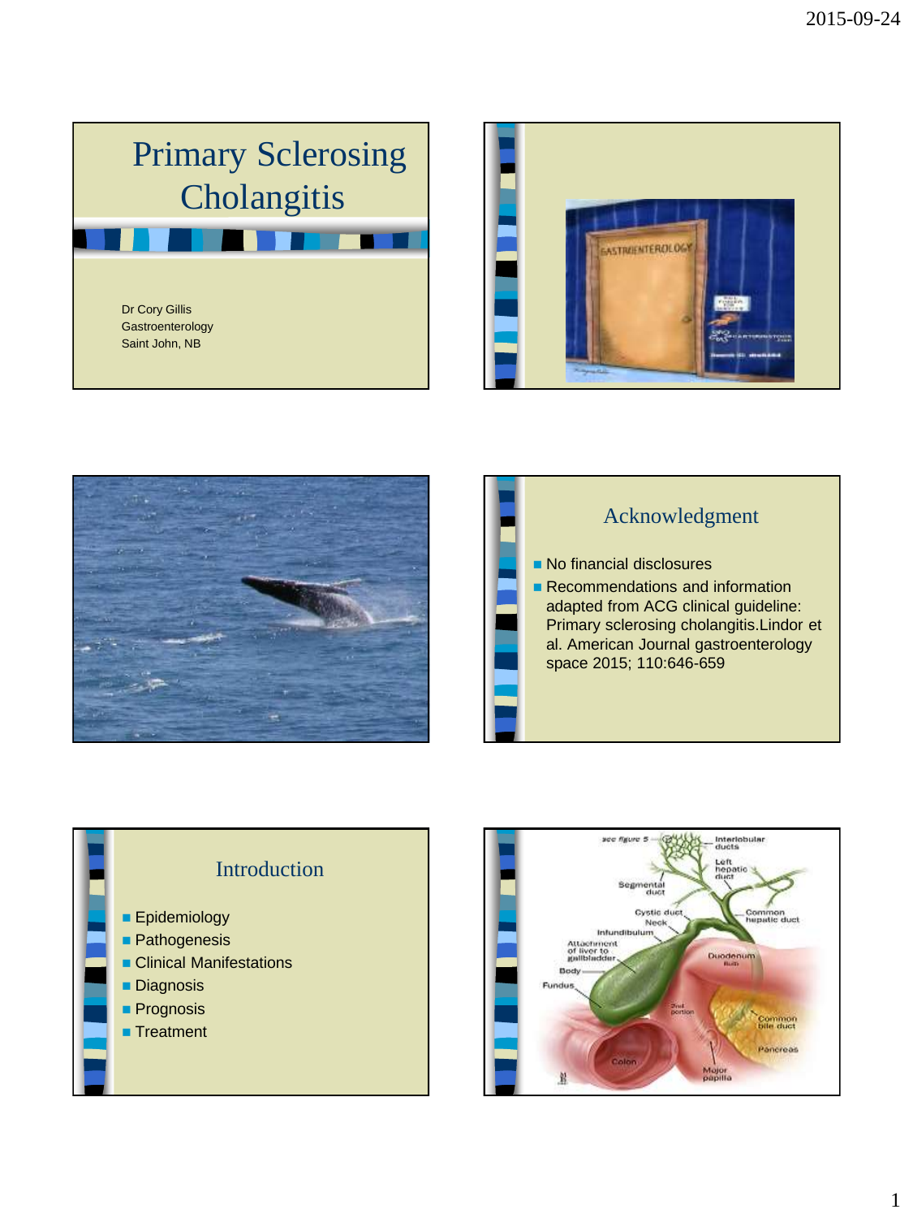# Primary Sclerosing Cholangitis

Dr Cory Gillis
Gastroenterology
Saint John, NB

## Acknowledgment

- No financial disclosures
- Recommendations and information adapted from ACG clinical guideline: Primary sclerosing cholangitis.Lindor et al. American Journal gastroenterology space 2015; 110:646-659

## Introduction

- Epidemiology
- Pathogenesis
- Clinical Manifestations
- Diagnosis
- Prognosis
- Treatment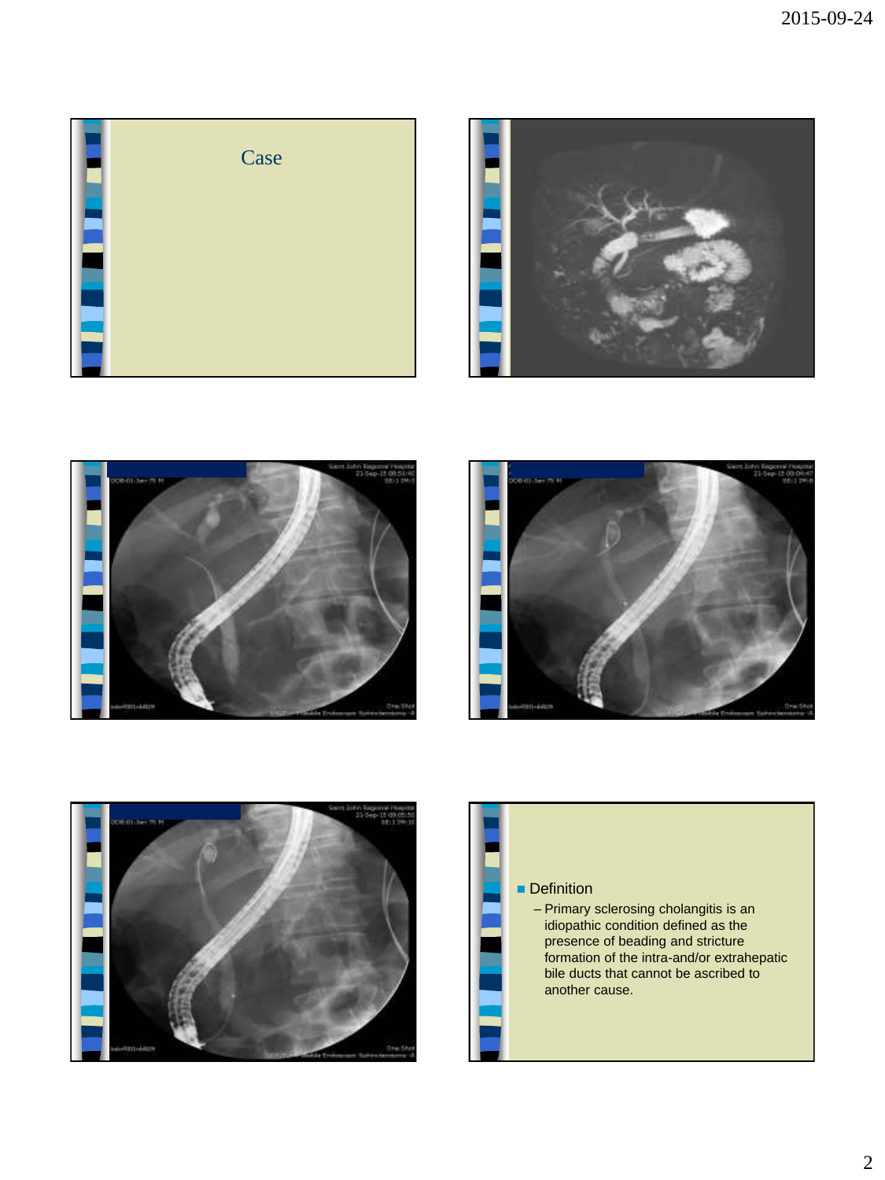# Case

- Definition
  - Primary sclerosing cholangitis is an idiopathic condition defined as the presence of beading and stricture formation of the intra-and/or extrahepatic bile ducts that cannot be ascribed to another cause.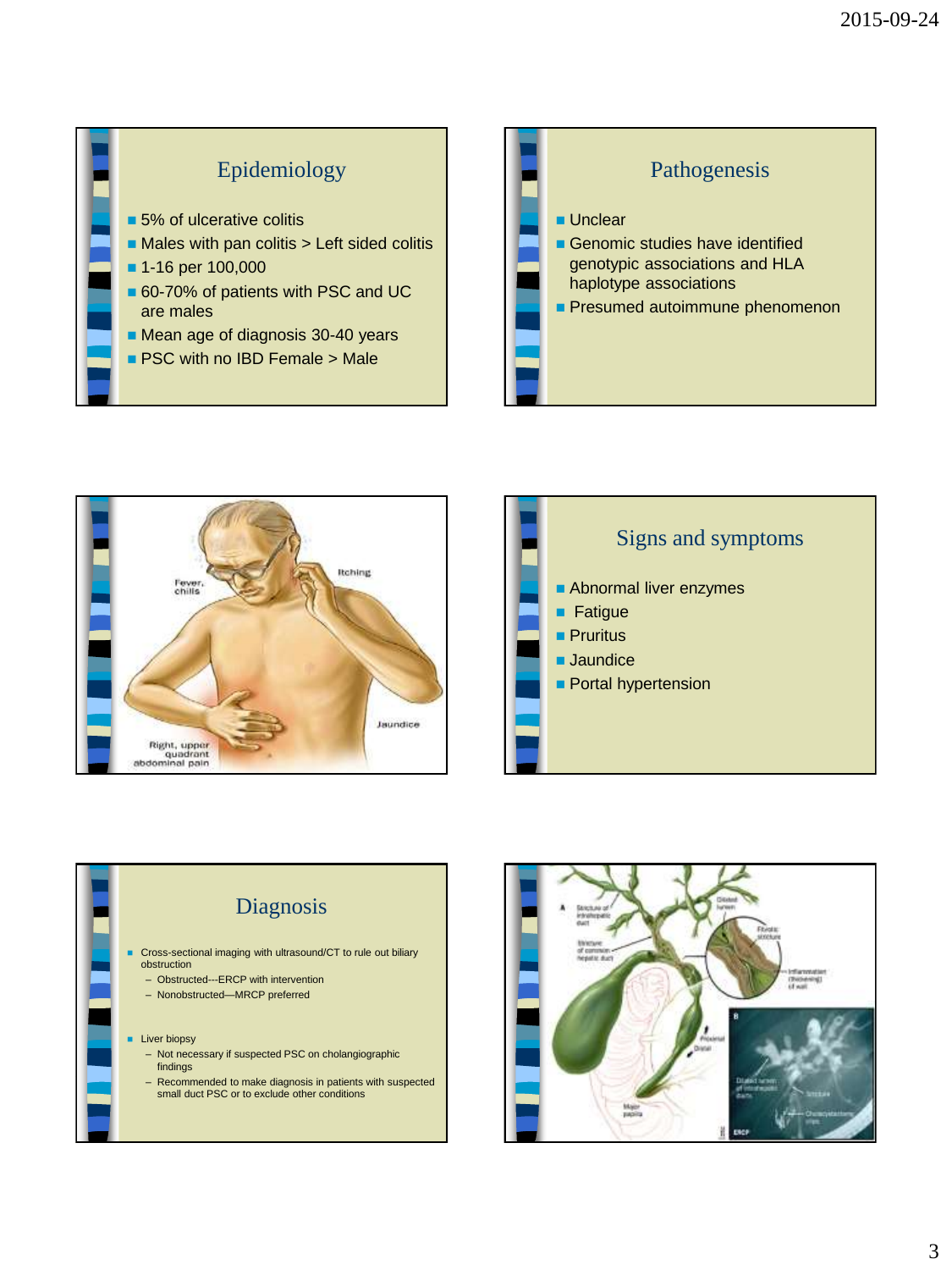## Epidemiology

- 5% of ulcerative colitis
- Males with pan colitis > Left sided colitis
- 1-16 per 100,000
- 60-70% of patients with PSC and UC are males
- Mean age of diagnosis 30-40 years
- PSC with no IBD Female > Male

## Pathogenesis

- Unclear
- Genomic studies have identified genotypic associations and HLA haplotype associations
- Presumed autoimmune phenomenon

## Signs and symptoms

- Abnormal liver enzymes
- Fatigue
- Pruritus
- Jaundice
- Portal hypertension

## Diagnosis

- Cross-sectional imaging with ultrasound/CT to rule out biliary obstruction
  - Obstructed---ERCP with intervention
  - Nonobstructed—MRCP preferred
- Liver biopsy
  - Not necessary if suspected PSC on cholangiographic findings
  - Recommended to make diagnosis in patients with suspected small duct PSC or to exclude other conditions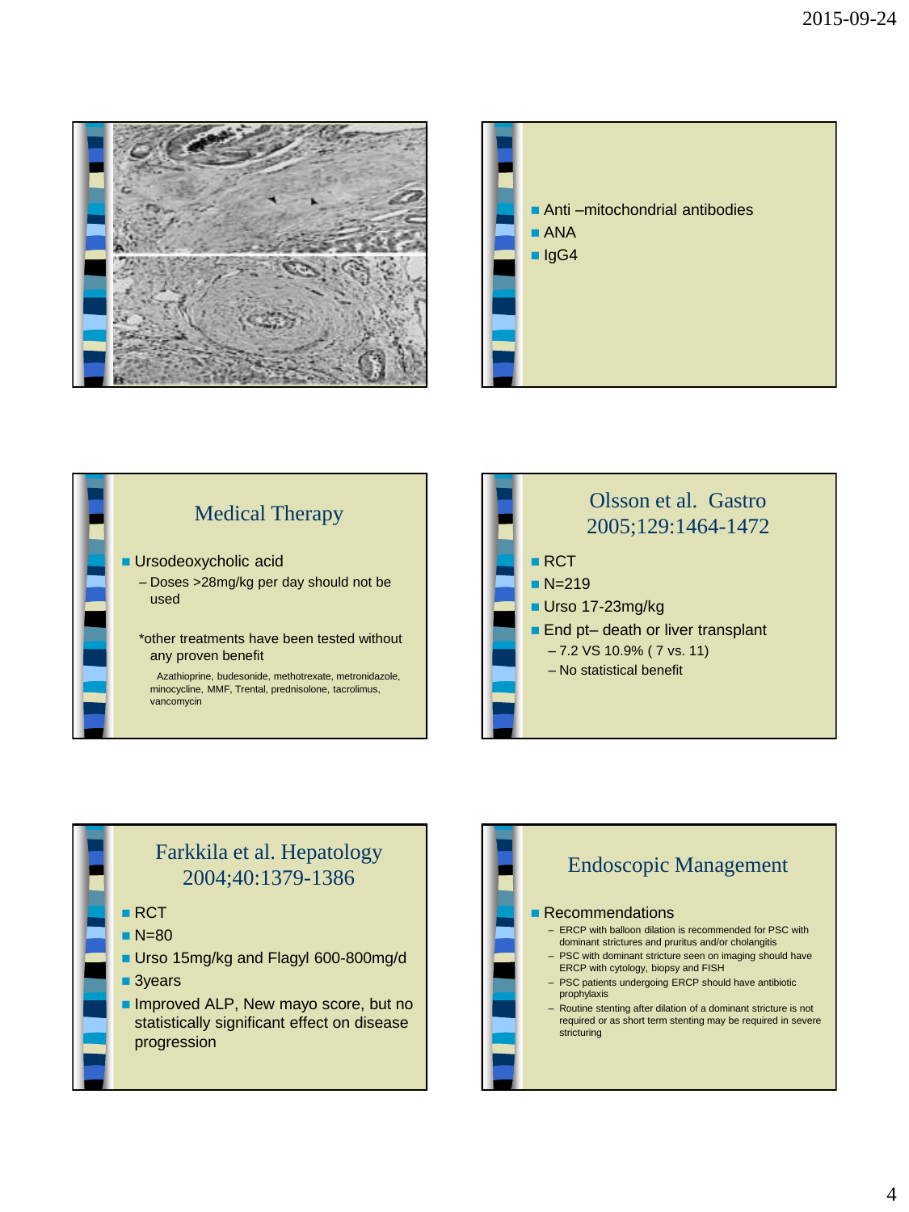- Anti –mitochondrial antibodies
- ANA
- IgG4

## Medical Therapy

- Ursodeoxycholic acid
  - Doses >28mg/kg per day should not be used

*other treatments have been tested without any proven benefit

Azathioprine, budesonide, methotrexate, metronidazole, minocycline, MMF, Trental, prednisolone, tacrolimus, vancomycin

## Olsson et al. Gastro 2005;129:1464-1472

- RCT
- N=219
- Urso 17-23mg/kg
- End pt– death or liver transplant
  - 7.2 VS 10.9% ( 7 vs. 11)
  - No statistical benefit

## Farkkila et al. Hepatology 2004;40:1379-1386

- RCT
- N=80
- Urso 15mg/kg and Flagyl 600-800mg/d
- 3years
- Improved ALP, New mayo score, but no statistically significant effect on disease progression

## Endoscopic Management

- Recommendations
  - ERCP with balloon dilation is recommended for PSC with dominant strictures and pruritus and/or cholangitis
  - PSC with dominant stricture seen on imaging should have ERCP with cytology, biopsy and FISH
  - PSC patients undergoing ERCP should have antibiotic prophylaxis
  - Routine stenting after dilation of a dominant stricture is not required or as short term stenting may be required in severe stricturing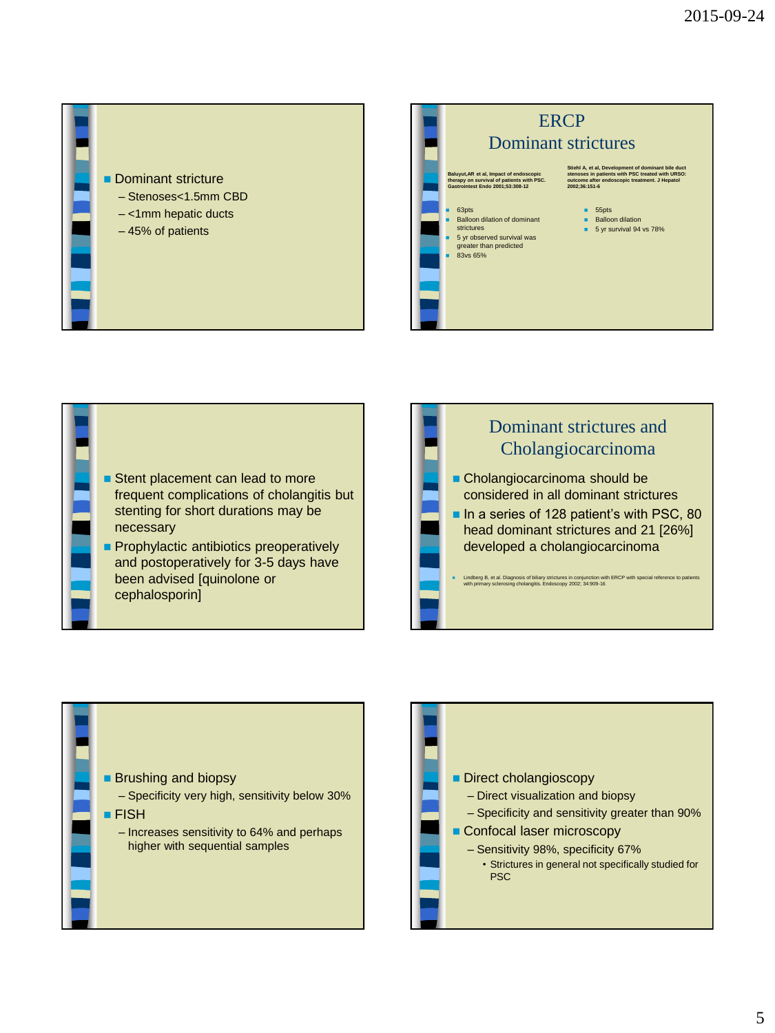- Dominant stricture
  - Stenoses<1.5mm CBD
  - <1mm hepatic ducts
  - 45% of patients

## ERCP Dominant strictures

**Baluyut,AR et al, Impact of endoscopic therapy on survival of patients with PSC. Gastrointest Endo 2001;53:308-12**

- 63pts
- Balloon dilation of dominant strictures
- 5 yr observed survival was greater than predicted
- 83vs 65%

**Stiehl A, et al, Development of dominant bile duct stenoses in patients with PSC treated with URSO: outcome after endoscopic treatment. J Hepatol 2002;36:151-6**

- 55pts
- Balloon dilation
- 5 yr survival 94 vs 78%

---

- Stent placement can lead to more frequent complications of cholangitis but stenting for short durations may be necessary
- Prophylactic antibiotics preoperatively and postoperatively for 3-5 days have been advised [quinolone or cephalosporin]

## Dominant strictures and Cholangiocarcinoma

- Cholangiocarcinoma should be considered in all dominant strictures
- In a series of 128 patient's with PSC, 80 head dominant strictures and 21 [26%] developed a cholangiocarcinoma

- Lindberg B, et al. Diagnosis of biliary strictures in conjunction with ERCP with special reference to patients with primary sclerosing cholangitis. Endoscopy 2002; 34:909-16

---

- Brushing and biopsy
  - Specificity very high, sensitivity below 30%
- FISH
  - Increases sensitivity to 64% and perhaps higher with sequential samples

---

- Direct cholangioscopy
  - Direct visualization and biopsy
  - Specificity and sensitivity greater than 90%
- Confocal laser microscopy
  - Sensitivity 98%, specificity 67%
    - Strictures in general not specifically studied for PSC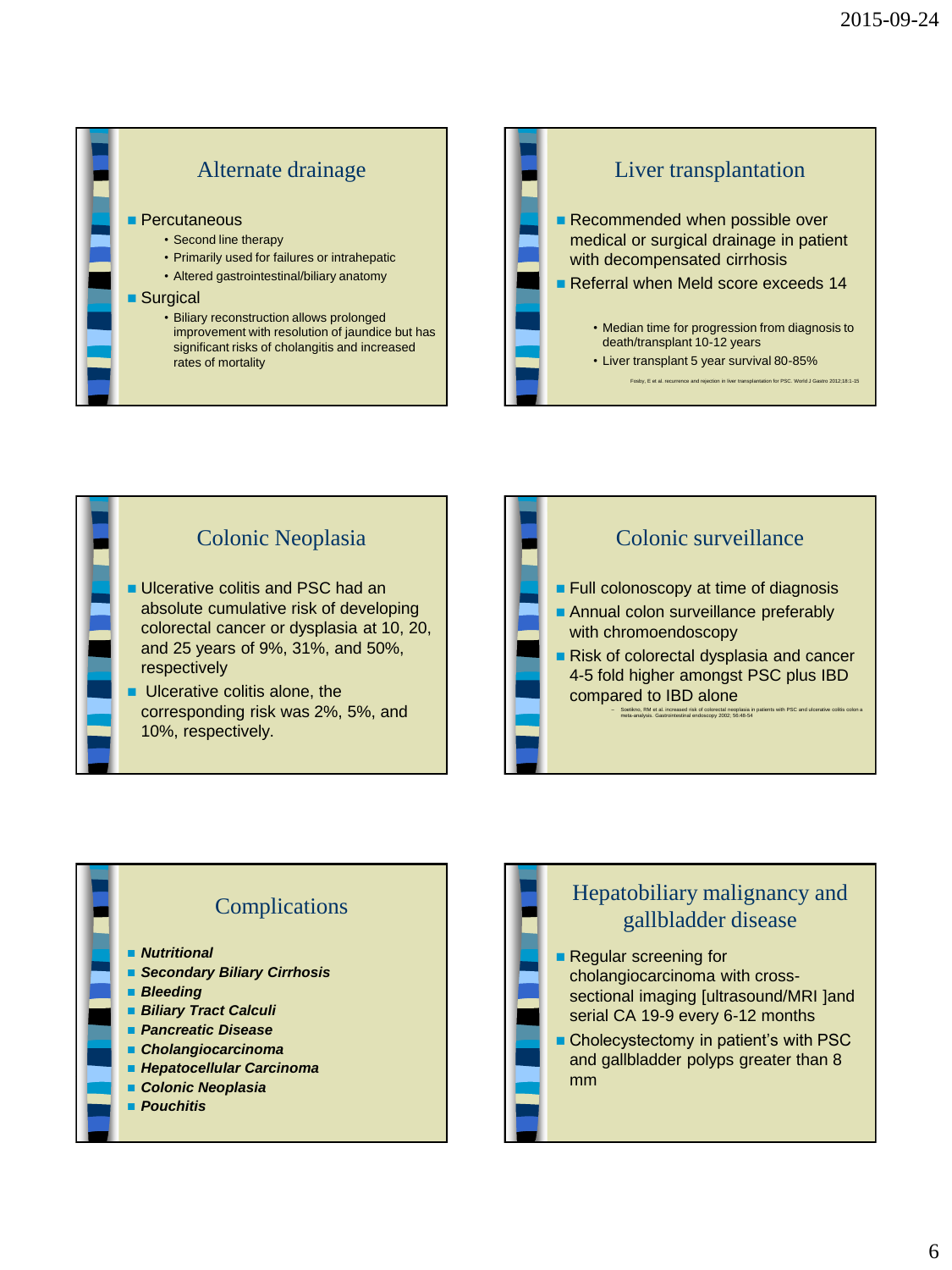## Alternate drainage

- Percutaneous
  - Second line therapy
  - Primarily used for failures or intrahepatic
  - Altered gastrointestinal/biliary anatomy
- Surgical
  - Biliary reconstruction allows prolonged improvement with resolution of jaundice but has significant risks of cholangitis and increased rates of mortality

## Liver transplantation

- Recommended when possible over medical or surgical drainage in patient with decompensated cirrhosis
- Referral when Meld score exceeds 14
  - Median time for progression from diagnosis to death/transplant 10-12 years
  - Liver transplant 5 year survival 80-85%

Fosby, E et al. recurrence and rejection in liver transplantation for PSC. World J Gastro 2012;18:1-15

## Colonic Neoplasia

- Ulcerative colitis and PSC had an absolute cumulative risk of developing colorectal cancer or dysplasia at 10, 20, and 25 years of 9%, 31%, and 50%, respectively
- Ulcerative colitis alone, the corresponding risk was 2%, 5%, and 10%, respectively.

## Colonic surveillance

- Full colonoscopy at time of diagnosis
- Annual colon surveillance preferably with chromoendoscopy
- Risk of colorectal dysplasia and cancer 4-5 fold higher amongst PSC plus IBD compared to IBD alone
  - Soetikno, RM et al. increased risk of colorectal neoplasia in patients with PSC and ulcerative colitis colon a meta-analysis. Gastrointestinal endoscopy 2002; 56:48-54

## Complications

- ***Nutritional***
- ***Secondary Biliary Cirrhosis***
- ***Bleeding***
- ***Biliary Tract Calculi***
- ***Pancreatic Disease***
- ***Cholangiocarcinoma***
- ***Hepatocellular Carcinoma***
- ***Colonic Neoplasia***
- ***Pouchitis***

## Hepatobiliary malignancy and gallbladder disease

- Regular screening for cholangiocarcinoma with cross-sectional imaging [ultrasound/MRI ]and serial CA 19-9 every 6-12 months
- Cholecystectomy in patient's with PSC and gallbladder polyps greater than 8 mm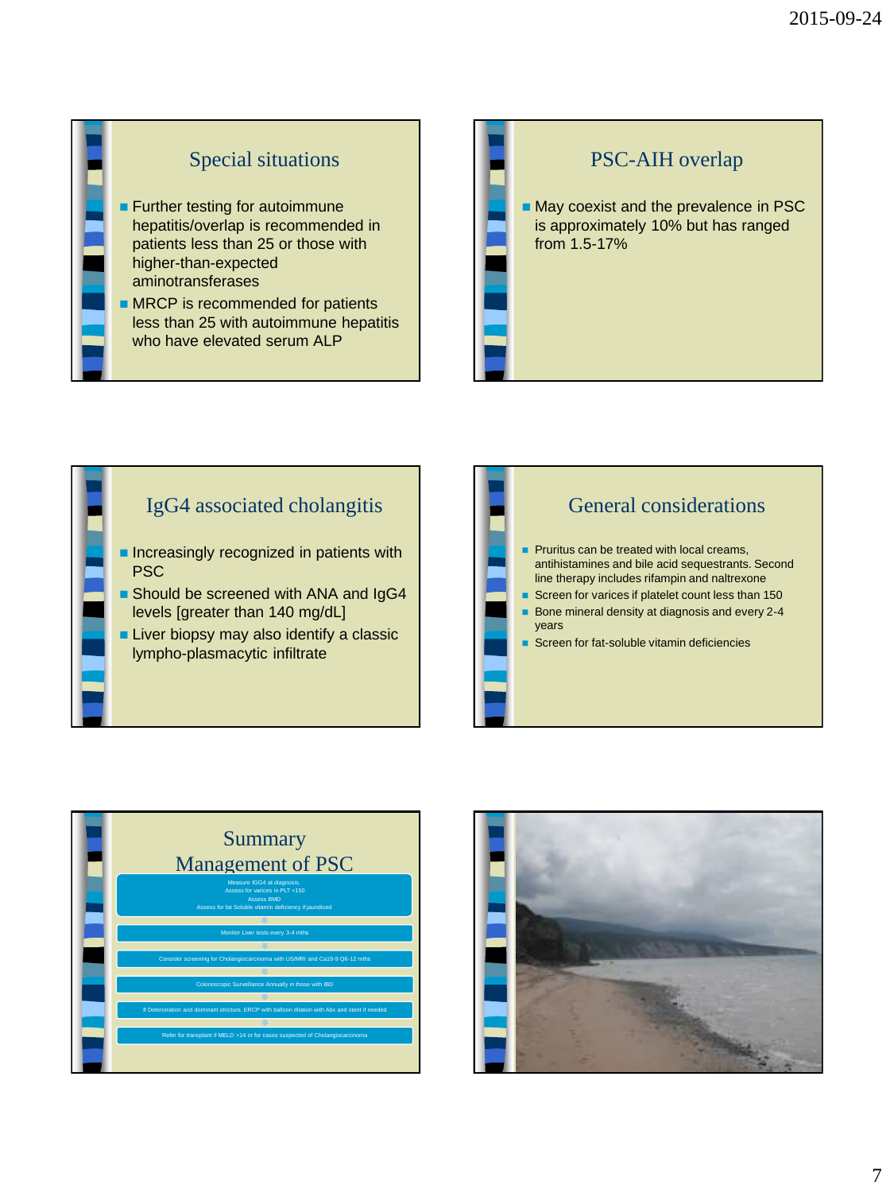## Special situations

- Further testing for autoimmune hepatitis/overlap is recommended in patients less than 25 or those with higher-than-expected aminotransferases
- MRCP is recommended for patients less than 25 with autoimmune hepatitis who have elevated serum ALP

## PSC-AIH overlap

- May coexist and the prevalence in PSC is approximately 10% but has ranged from 1.5-17%

## IgG4 associated cholangitis

- Increasingly recognized in patients with PSC
- Should be screened with ANA and IgG4 levels [greater than 140 mg/dL]
- Liver biopsy may also identify a classic lympho-plasmacytic infiltrate

## General considerations

- Pruritus can be treated with local creams, antihistamines and bile acid sequestrants. Second line therapy includes rifampin and naltrexone
- Screen for varices if platelet count less than 150
- Bone mineral density at diagnosis and every 2-4 years
- Screen for fat-soluble vitamin deficiencies

## Summary Management of PSC

- Measure IGG4 at diagnosis.
  Assess for varices in PLT <150
  Assess BMD
  Assess for fat Soluble vitamin deficiency if jaundiced
- Monitor Liver tests every 3-4 mths
- Consider screening for Cholangiocarcinoma with US/MRI and Ca19-9 Q6-12 mths
- Colonoscopic Surveillance Annually in those with IBD
- If Deterioration and dominant stricture, ERCP with balloon dilation with Abx and stent if needed
- Refer for transplant if MELD >14 or for cases suspected of Cholangiocarcinoma